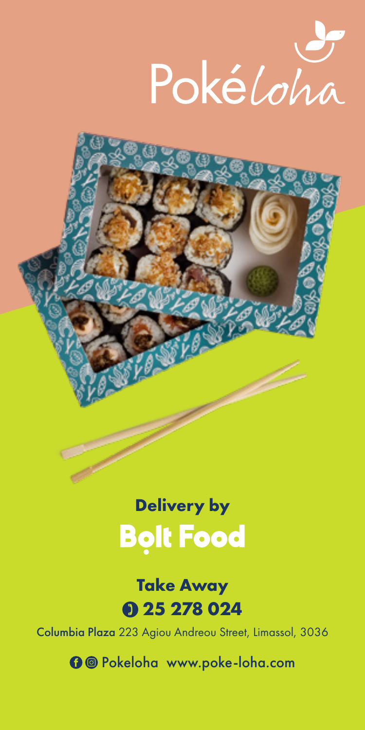# Pokéloha

## Delivery by
## Bolt Food

## Take Away
## 25 278 024

Columbia Plaza 223 Agiou Andreou Street, Limassol, 3036

Pokeloha www.poke-loha.com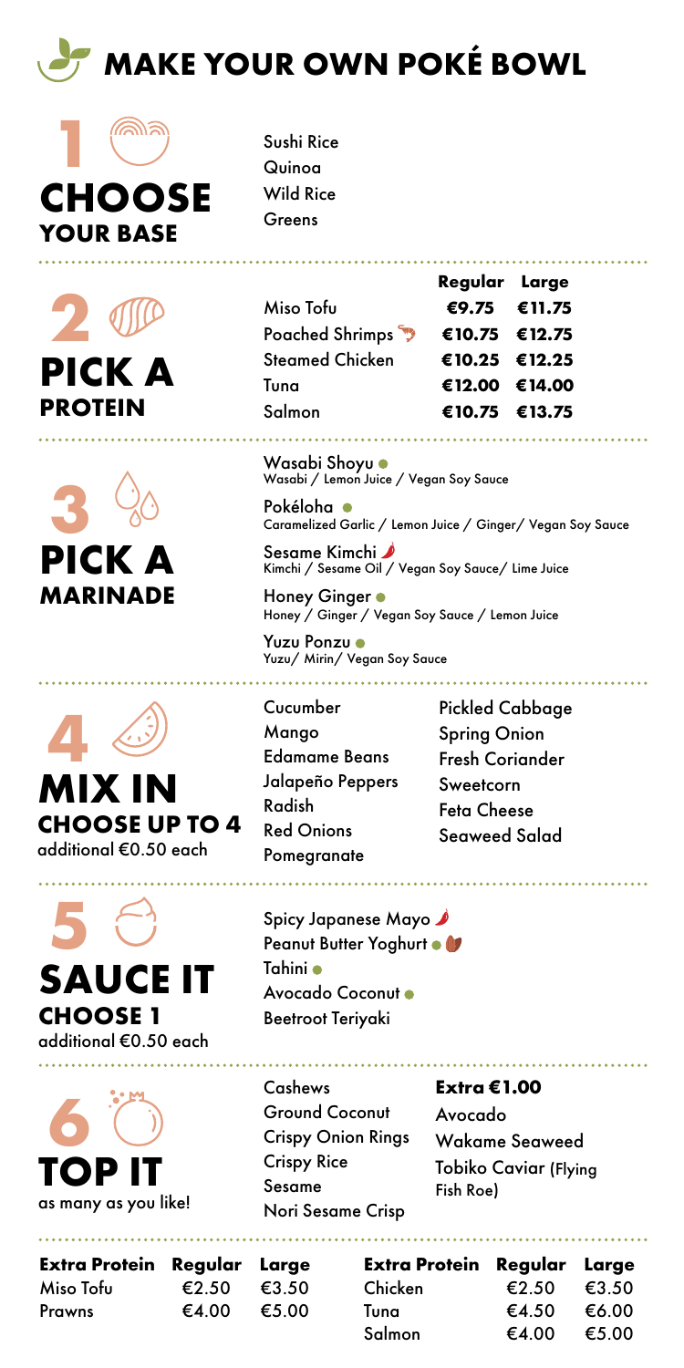# MAKE YOUR OWN POKÉ BOWL

## 1 CHOOSE YOUR BASE

- Sushi Rice
- Quinoa
- Wild Rice
- Greens

## 2 PICK A PROTEIN

| | Regular | Large |
|---|---|---|
| Miso Tofu | €9.75 | €11.75 |
| Poached Shrimps | €10.75 | €12.75 |
| Steamed Chicken | €10.25 | €12.25 |
| Tuna | €12.00 | €14.00 |
| Salmon | €10.75 | €13.75 |

## 3 PICK A MARINADE

**Wasabi Shoyu**
Wasabi / Lemon Juice / Vegan Soy Sauce

**Pokéloha**
Caramelized Garlic / Lemon Juice / Ginger/ Vegan Soy Sauce

**Sesame Kimchi**
Kimchi / Sesame Oil / Vegan Soy Sauce/ Lime Juice

**Honey Ginger**
Honey / Ginger / Vegan Soy Sauce / Lemon Juice

**Yuzu Ponzu**
Yuzu/ Mirin/ Vegan Soy Sauce

## 4 MIX IN

### CHOOSE UP TO 4

additional €0.50 each

- Cucumber
- Mango
- Edamame Beans
- Jalapeño Peppers
- Radish
- Red Onions
- Pomegranate
- Pickled Cabbage
- Spring Onion
- Fresh Coriander
- Sweetcorn
- Feta Cheese
- Seaweed Salad

## 5 SAUCE IT

### CHOOSE 1

additional €0.50 each

- Spicy Japanese Mayo
- Peanut Butter Yoghurt
- Tahini
- Avocado Coconut
- Beetroot Teriyaki

## 6 TOP IT

as many as you like!

- Cashews
- Ground Coconut
- Crispy Onion Rings
- Crispy Rice
- Sesame
- Nori Sesame Crisp

**Extra €1.00**

- Avocado
- Wakame Seaweed
- Tobiko Caviar (Flying Fish Roe)

| Extra Protein | Regular | Large |
|---|---|---|
| Miso Tofu | €2.50 | €3.50 |
| Prawns | €4.00 | €5.00 |

| Extra Protein | Regular | Large |
|---|---|---|
| Chicken | €2.50 | €3.50 |
| Tuna | €4.50 | €6.00 |
| Salmon | €4.00 | €5.00 |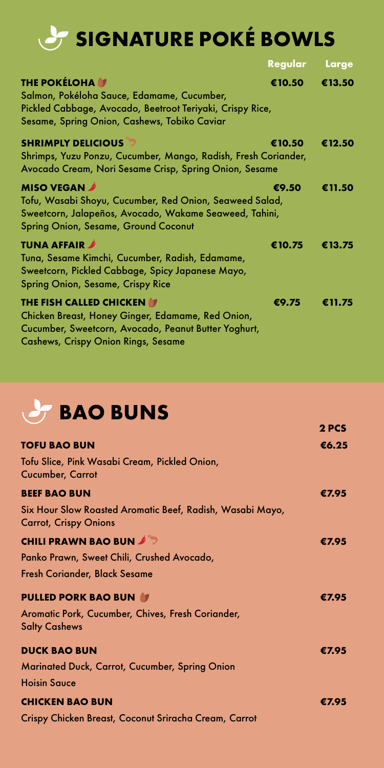# SIGNATURE POKÉ BOWLS

| | Regular | Large |
|---|---|---|
| **THE POKÉLOHA**<br>Salmon, Pokéloha Sauce, Edamame, Cucumber, Pickled Cabbage, Avocado, Beetroot Teriyaki, Crispy Rice, Sesame, Spring Onion, Cashews, Tobiko Caviar | €10.50 | €13.50 |
| **SHRIMPLY DELICIOUS**<br>Shrimps, Yuzu Ponzu, Cucumber, Mango, Radish, Fresh Coriander, Avocado Cream, Nori Sesame Crisp, Spring Onion, Sesame | €10.50 | €12.50 |
| **MISO VEGAN**<br>Tofu, Wasabi Shoyu, Cucumber, Red Onion, Seaweed Salad, Sweetcorn, Jalapeños, Avocado, Wakame Seaweed, Tahini, Spring Onion, Sesame, Ground Coconut | €9.50 | €11.50 |
| **TUNA AFFAIR**<br>Tuna, Sesame Kimchi, Cucumber, Radish, Edamame, Sweetcorn, Pickled Cabbage, Spicy Japanese Mayo, Spring Onion, Sesame, Crispy Rice | €10.75 | €13.75 |
| **THE FISH CALLED CHICKEN**<br>Chicken Breast, Honey Ginger, Edamame, Red Onion, Cucumber, Sweetcorn, Avocado, Peanut Butter Yoghurt, Cashews, Crispy Onion Rings, Sesame | €9.75 | €11.75 |

# BAO BUNS

| | 2 PCS |
|---|---|
| **TOFU BAO BUN**<br>Tofu Slice, Pink Wasabi Cream, Pickled Onion, Cucumber, Carrot | €6.25 |
| **BEEF BAO BUN**<br>Six Hour Slow Roasted Aromatic Beef, Radish, Wasabi Mayo, Carrot, Crispy Onions | €7.95 |
| **CHILI PRAWN BAO BUN**<br>Panko Prawn, Sweet Chili, Crushed Avocado, Fresh Coriander, Black Sesame | €7.95 |
| **PULLED PORK BAO BUN**<br>Aromatic Pork, Cucumber, Chives, Fresh Coriander, Salty Cashews | €7.95 |
| **DUCK BAO BUN**<br>Marinated Duck, Carrot, Cucumber, Spring Onion Hoisin Sauce | €7.95 |
| **CHICKEN BAO BUN**<br>Crispy Chicken Breast, Coconut Sriracha Cream, Carrot | €7.95 |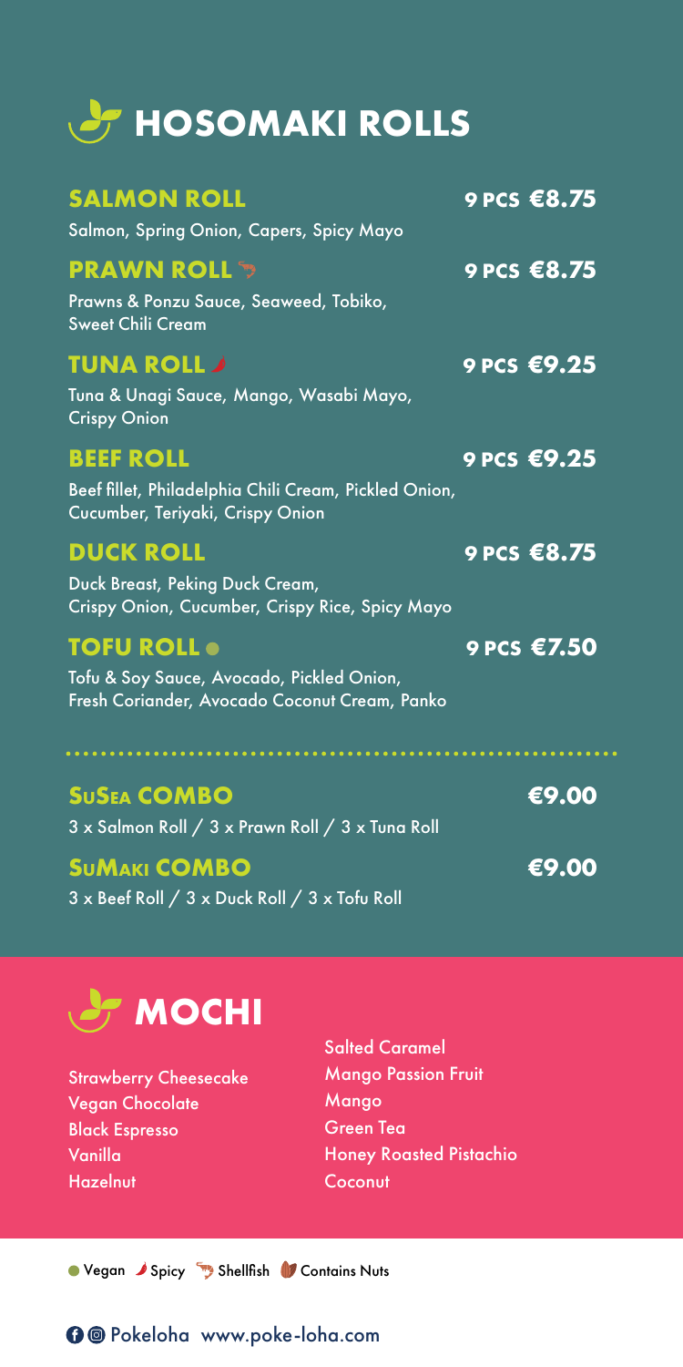# HOSOMAKI ROLLS

## SALMON ROLL — 9 PCS €8.75

Salmon, Spring Onion, Capers, Spicy Mayo

## PRAWN ROLL 🦐 — 9 PCS €8.75

Prawns & Ponzu Sauce, Seaweed, Tobiko, Sweet Chili Cream

## TUNA ROLL 🌶 — 9 PCS €9.25

Tuna & Unagi Sauce, Mango, Wasabi Mayo, Crispy Onion

## BEEF ROLL — 9 PCS €9.25

Beef fillet, Philadelphia Chili Cream, Pickled Onion, Cucumber, Teriyaki, Crispy Onion

## DUCK ROLL — 9 PCS €8.75

Duck Breast, Peking Duck Cream, Crispy Onion, Cucumber, Crispy Rice, Spicy Mayo

## TOFU ROLL ● — 9 PCS €7.50

Tofu & Soy Sauce, Avocado, Pickled Onion, Fresh Coriander, Avocado Coconut Cream, Panko

---

## SuSea COMBO — €9.00

3 x Salmon Roll / 3 x Prawn Roll / 3 x Tuna Roll

## SuMaki COMBO — €9.00

3 x Beef Roll / 3 x Duck Roll / 3 x Tofu Roll

# MOCHI

- Strawberry Cheesecake
- Vegan Chocolate
- Black Espresso
- Vanilla
- Hazelnut
- Salted Caramel
- Mango Passion Fruit
- Mango
- Green Tea
- Honey Roasted Pistachio
- Coconut

● Vegan 🌶 Spicy 🦐 Shellfish 🥜 Contains Nuts

Pokeloha www.poke-loha.com